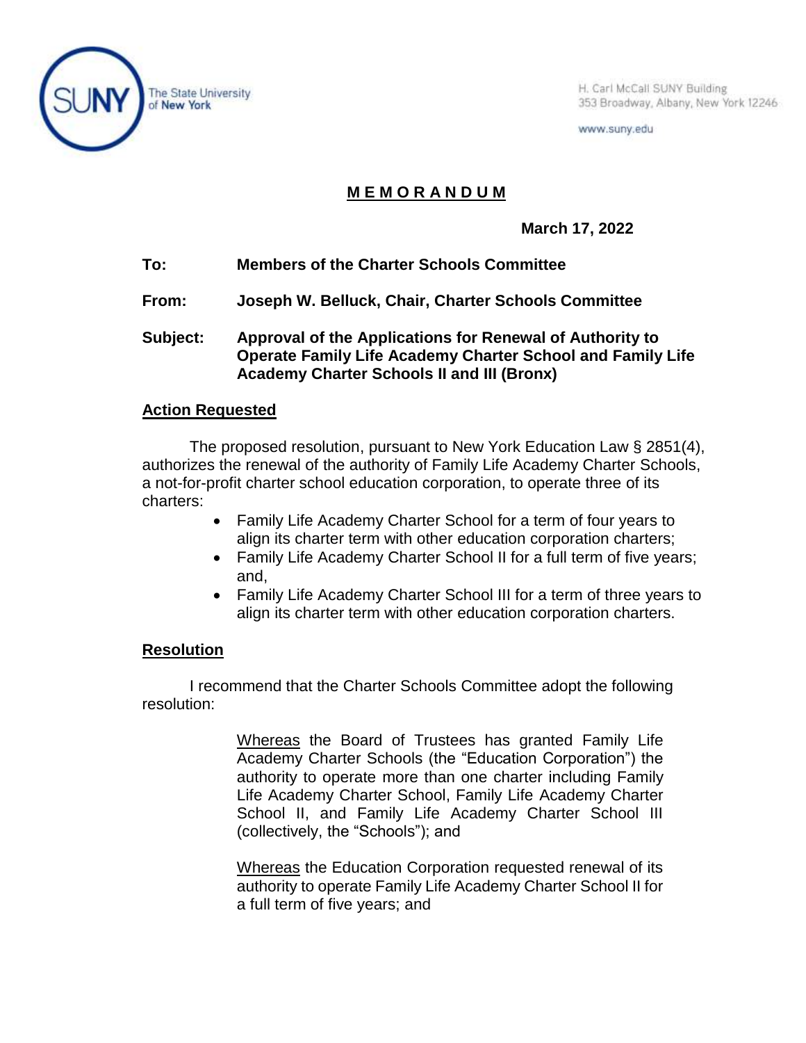The State University of New York

H. Carl McCall SUNY Building
353 Broadway, Albany, New York 12246

www.suny.edu

# MEMORANDUM

**March 17, 2022**

**To:** **Members of the Charter Schools Committee**

**From:** **Joseph W. Belluck, Chair, Charter Schools Committee**

**Subject:** **Approval of the Applications for Renewal of Authority to Operate Family Life Academy Charter School and Family Life Academy Charter Schools II and III (Bronx)**

## Action Requested

The proposed resolution, pursuant to New York Education Law § 2851(4), authorizes the renewal of the authority of Family Life Academy Charter Schools, a not-for-profit charter school education corporation, to operate three of its charters:

- Family Life Academy Charter School for a term of four years to align its charter term with other education corporation charters;
- Family Life Academy Charter School II for a full term of five years; and,
- Family Life Academy Charter School III for a term of three years to align its charter term with other education corporation charters.

## Resolution

I recommend that the Charter Schools Committee adopt the following resolution:

> Whereas the Board of Trustees has granted Family Life Academy Charter Schools (the "Education Corporation") the authority to operate more than one charter including Family Life Academy Charter School, Family Life Academy Charter School II, and Family Life Academy Charter School III (collectively, the "Schools"); and
>
> Whereas the Education Corporation requested renewal of its authority to operate Family Life Academy Charter School II for a full term of five years; and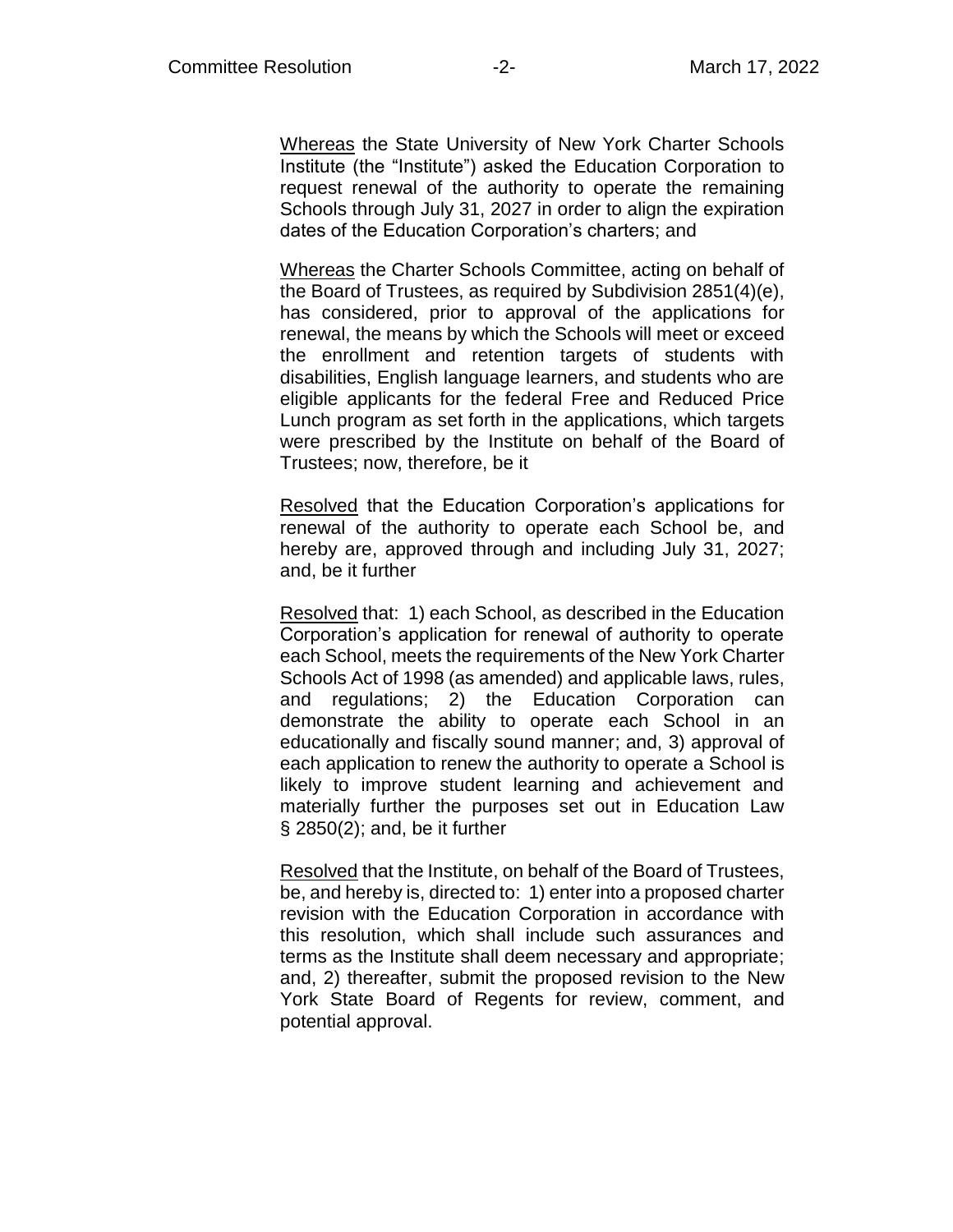Whereas the State University of New York Charter Schools Institute (the "Institute") asked the Education Corporation to request renewal of the authority to operate the remaining Schools through July 31, 2027 in order to align the expiration dates of the Education Corporation's charters; and

Whereas the Charter Schools Committee, acting on behalf of the Board of Trustees, as required by Subdivision 2851(4)(e), has considered, prior to approval of the applications for renewal, the means by which the Schools will meet or exceed the enrollment and retention targets of students with disabilities, English language learners, and students who are eligible applicants for the federal Free and Reduced Price Lunch program as set forth in the applications, which targets were prescribed by the Institute on behalf of the Board of Trustees; now, therefore, be it

Resolved that the Education Corporation's applications for renewal of the authority to operate each School be, and hereby are, approved through and including July 31, 2027; and, be it further

Resolved that: 1) each School, as described in the Education Corporation's application for renewal of authority to operate each School, meets the requirements of the New York Charter Schools Act of 1998 (as amended) and applicable laws, rules, and regulations; 2) the Education Corporation can demonstrate the ability to operate each School in an educationally and fiscally sound manner; and, 3) approval of each application to renew the authority to operate a School is likely to improve student learning and achievement and materially further the purposes set out in Education Law § 2850(2); and, be it further

Resolved that the Institute, on behalf of the Board of Trustees, be, and hereby is, directed to: 1) enter into a proposed charter revision with the Education Corporation in accordance with this resolution, which shall include such assurances and terms as the Institute shall deem necessary and appropriate; and, 2) thereafter, submit the proposed revision to the New York State Board of Regents for review, comment, and potential approval.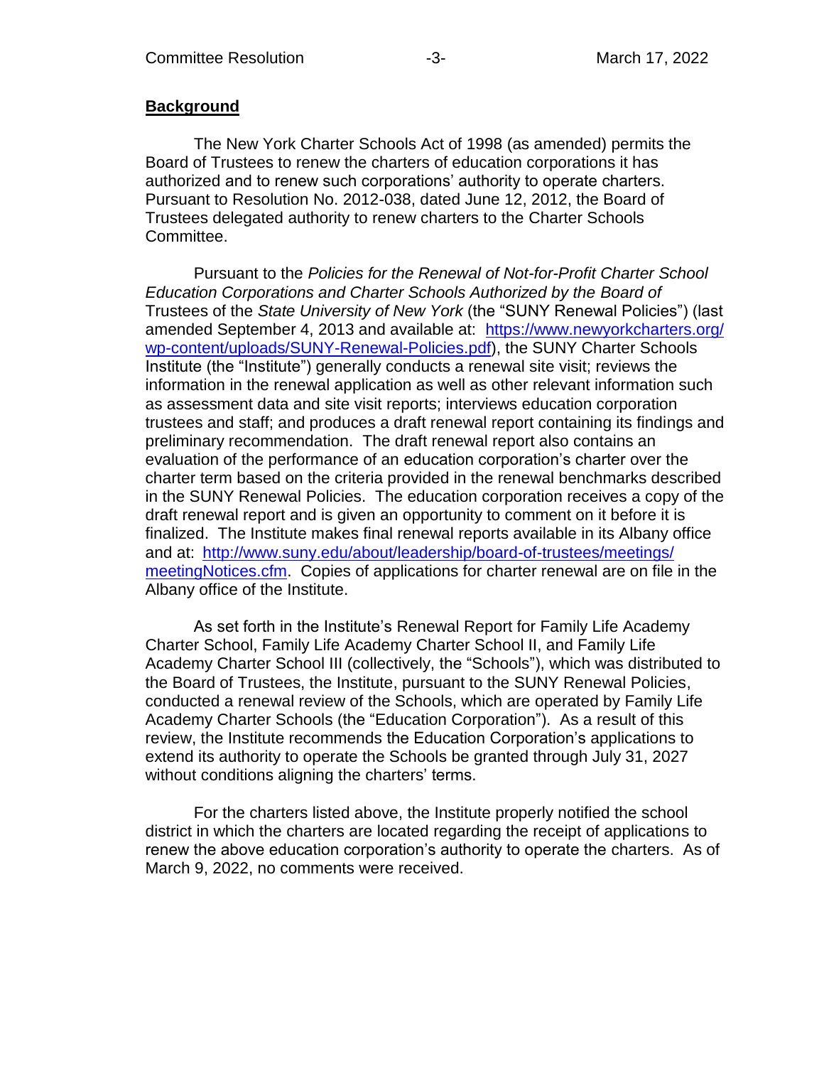**Background**

The New York Charter Schools Act of 1998 (as amended) permits the Board of Trustees to renew the charters of education corporations it has authorized and to renew such corporations' authority to operate charters. Pursuant to Resolution No. 2012-038, dated June 12, 2012, the Board of Trustees delegated authority to renew charters to the Charter Schools Committee.

Pursuant to the *Policies for the Renewal of Not-for-Profit Charter School Education Corporations and Charter Schools Authorized by the Board of* Trustees of the *State University of New York* (the "SUNY Renewal Policies") (last amended September 4, 2013 and available at: [https://www.newyorkcharters.org/wp-content/uploads/SUNY-Renewal-Policies.pdf](https://www.newyorkcharters.org/wp-content/uploads/SUNY-Renewal-Policies.pdf)), the SUNY Charter Schools Institute (the "Institute") generally conducts a renewal site visit; reviews the information in the renewal application as well as other relevant information such as assessment data and site visit reports; interviews education corporation trustees and staff; and produces a draft renewal report containing its findings and preliminary recommendation. The draft renewal report also contains an evaluation of the performance of an education corporation's charter over the charter term based on the criteria provided in the renewal benchmarks described in the SUNY Renewal Policies. The education corporation receives a copy of the draft renewal report and is given an opportunity to comment on it before it is finalized. The Institute makes final renewal reports available in its Albany office and at: [http://www.suny.edu/about/leadership/board-of-trustees/meetings/meetingNotices.cfm](http://www.suny.edu/about/leadership/board-of-trustees/meetings/meetingNotices.cfm). Copies of applications for charter renewal are on file in the Albany office of the Institute.

As set forth in the Institute's Renewal Report for Family Life Academy Charter School, Family Life Academy Charter School II, and Family Life Academy Charter School III (collectively, the "Schools"), which was distributed to the Board of Trustees, the Institute, pursuant to the SUNY Renewal Policies, conducted a renewal review of the Schools, which are operated by Family Life Academy Charter Schools (the "Education Corporation"). As a result of this review, the Institute recommends the Education Corporation's applications to extend its authority to operate the Schools be granted through July 31, 2027 without conditions aligning the charters' terms.

For the charters listed above, the Institute properly notified the school district in which the charters are located regarding the receipt of applications to renew the above education corporation's authority to operate the charters. As of March 9, 2022, no comments were received.